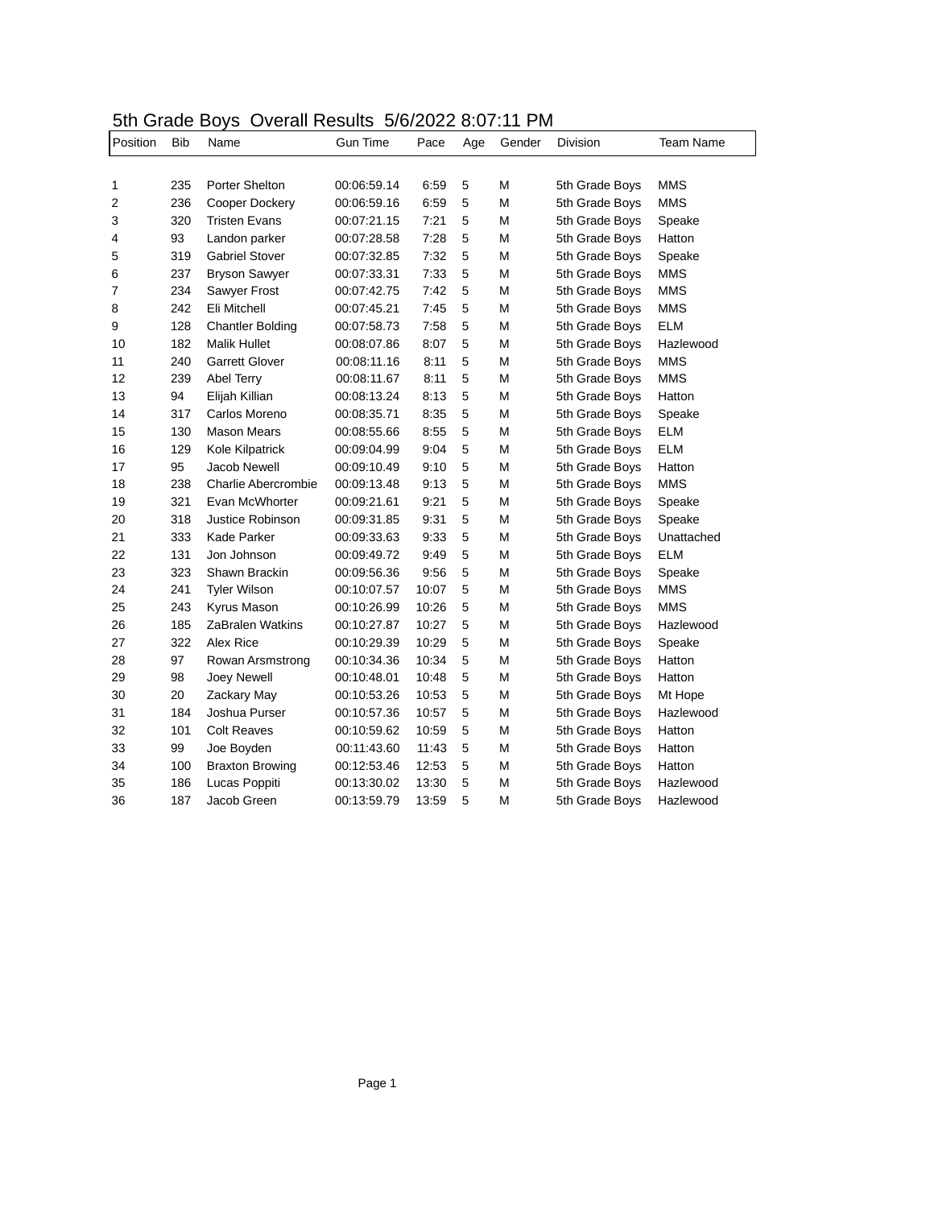# 5th Grade Boys Overall Results 5/6/2022 8:07:11 PM

| Position | Bib | Name | Gun Time | Pace | Age | Gender | Division | Team Name |
|---|---|---|---|---|---|---|---|---|
| 1 | 235 | Porter Shelton | 00:06:59.14 | 6:59 | 5 | M | 5th Grade Boys | MMS |
| 2 | 236 | Cooper Dockery | 00:06:59.16 | 6:59 | 5 | M | 5th Grade Boys | MMS |
| 3 | 320 | Tristen Evans | 00:07:21.15 | 7:21 | 5 | M | 5th Grade Boys | Speake |
| 4 | 93 | Landon parker | 00:07:28.58 | 7:28 | 5 | M | 5th Grade Boys | Hatton |
| 5 | 319 | Gabriel Stover | 00:07:32.85 | 7:32 | 5 | M | 5th Grade Boys | Speake |
| 6 | 237 | Bryson Sawyer | 00:07:33.31 | 7:33 | 5 | M | 5th Grade Boys | MMS |
| 7 | 234 | Sawyer Frost | 00:07:42.75 | 7:42 | 5 | M | 5th Grade Boys | MMS |
| 8 | 242 | Eli Mitchell | 00:07:45.21 | 7:45 | 5 | M | 5th Grade Boys | MMS |
| 9 | 128 | Chantler Bolding | 00:07:58.73 | 7:58 | 5 | M | 5th Grade Boys | ELM |
| 10 | 182 | Malik Hullet | 00:08:07.86 | 8:07 | 5 | M | 5th Grade Boys | Hazlewood |
| 11 | 240 | Garrett Glover | 00:08:11.16 | 8:11 | 5 | M | 5th Grade Boys | MMS |
| 12 | 239 | Abel Terry | 00:08:11.67 | 8:11 | 5 | M | 5th Grade Boys | MMS |
| 13 | 94 | Elijah Killian | 00:08:13.24 | 8:13 | 5 | M | 5th Grade Boys | Hatton |
| 14 | 317 | Carlos Moreno | 00:08:35.71 | 8:35 | 5 | M | 5th Grade Boys | Speake |
| 15 | 130 | Mason Mears | 00:08:55.66 | 8:55 | 5 | M | 5th Grade Boys | ELM |
| 16 | 129 | Kole Kilpatrick | 00:09:04.99 | 9:04 | 5 | M | 5th Grade Boys | ELM |
| 17 | 95 | Jacob Newell | 00:09:10.49 | 9:10 | 5 | M | 5th Grade Boys | Hatton |
| 18 | 238 | Charlie Abercrombie | 00:09:13.48 | 9:13 | 5 | M | 5th Grade Boys | MMS |
| 19 | 321 | Evan McWhorter | 00:09:21.61 | 9:21 | 5 | M | 5th Grade Boys | Speake |
| 20 | 318 | Justice Robinson | 00:09:31.85 | 9:31 | 5 | M | 5th Grade Boys | Speake |
| 21 | 333 | Kade Parker | 00:09:33.63 | 9:33 | 5 | M | 5th Grade Boys | Unattached |
| 22 | 131 | Jon Johnson | 00:09:49.72 | 9:49 | 5 | M | 5th Grade Boys | ELM |
| 23 | 323 | Shawn Brackin | 00:09:56.36 | 9:56 | 5 | M | 5th Grade Boys | Speake |
| 24 | 241 | Tyler Wilson | 00:10:07.57 | 10:07 | 5 | M | 5th Grade Boys | MMS |
| 25 | 243 | Kyrus Mason | 00:10:26.99 | 10:26 | 5 | M | 5th Grade Boys | MMS |
| 26 | 185 | ZaBralen Watkins | 00:10:27.87 | 10:27 | 5 | M | 5th Grade Boys | Hazlewood |
| 27 | 322 | Alex Rice | 00:10:29.39 | 10:29 | 5 | M | 5th Grade Boys | Speake |
| 28 | 97 | Rowan Arsmstrong | 00:10:34.36 | 10:34 | 5 | M | 5th Grade Boys | Hatton |
| 29 | 98 | Joey Newell | 00:10:48.01 | 10:48 | 5 | M | 5th Grade Boys | Hatton |
| 30 | 20 | Zackary May | 00:10:53.26 | 10:53 | 5 | M | 5th Grade Boys | Mt Hope |
| 31 | 184 | Joshua Purser | 00:10:57.36 | 10:57 | 5 | M | 5th Grade Boys | Hazlewood |
| 32 | 101 | Colt Reaves | 00:10:59.62 | 10:59 | 5 | M | 5th Grade Boys | Hatton |
| 33 | 99 | Joe Boyden | 00:11:43.60 | 11:43 | 5 | M | 5th Grade Boys | Hatton |
| 34 | 100 | Braxton Browing | 00:12:53.46 | 12:53 | 5 | M | 5th Grade Boys | Hatton |
| 35 | 186 | Lucas Poppiti | 00:13:30.02 | 13:30 | 5 | M | 5th Grade Boys | Hazlewood |
| 36 | 187 | Jacob Green | 00:13:59.79 | 13:59 | 5 | M | 5th Grade Boys | Hazlewood |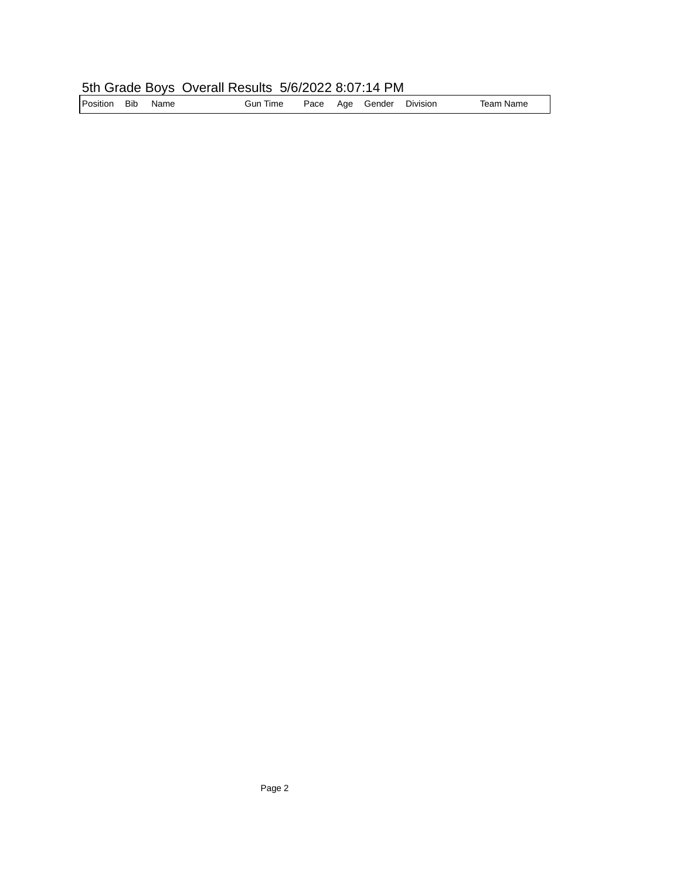5th Grade Boys  Overall Results  5/6/2022 8:07:14 PM

| Position | Bib | Name | Gun Time | Pace | Age | Gender | Division | Team Name |
|---|---|---|---|---|---|---|---|---|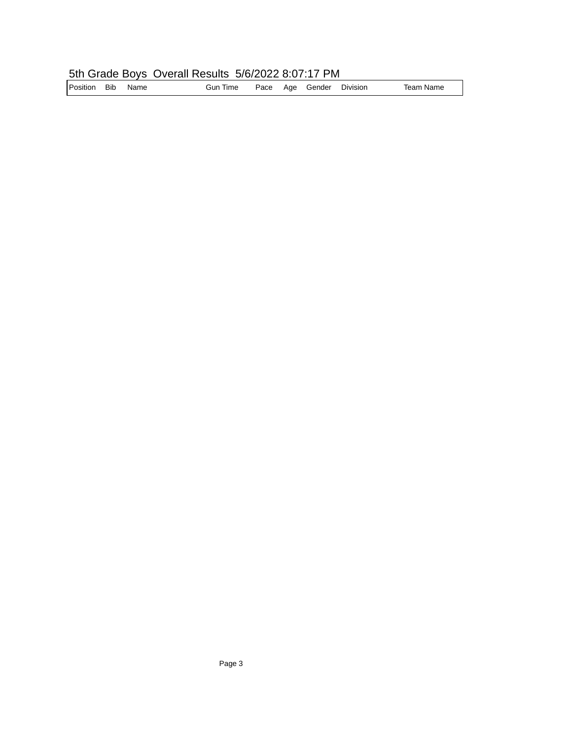# 5th Grade Boys  Overall Results  5/6/2022 8:07:17 PM

| Position | Bib | Name | Gun Time | Pace | Age | Gender | Division | Team Name |
|---|---|---|---|---|---|---|---|---|